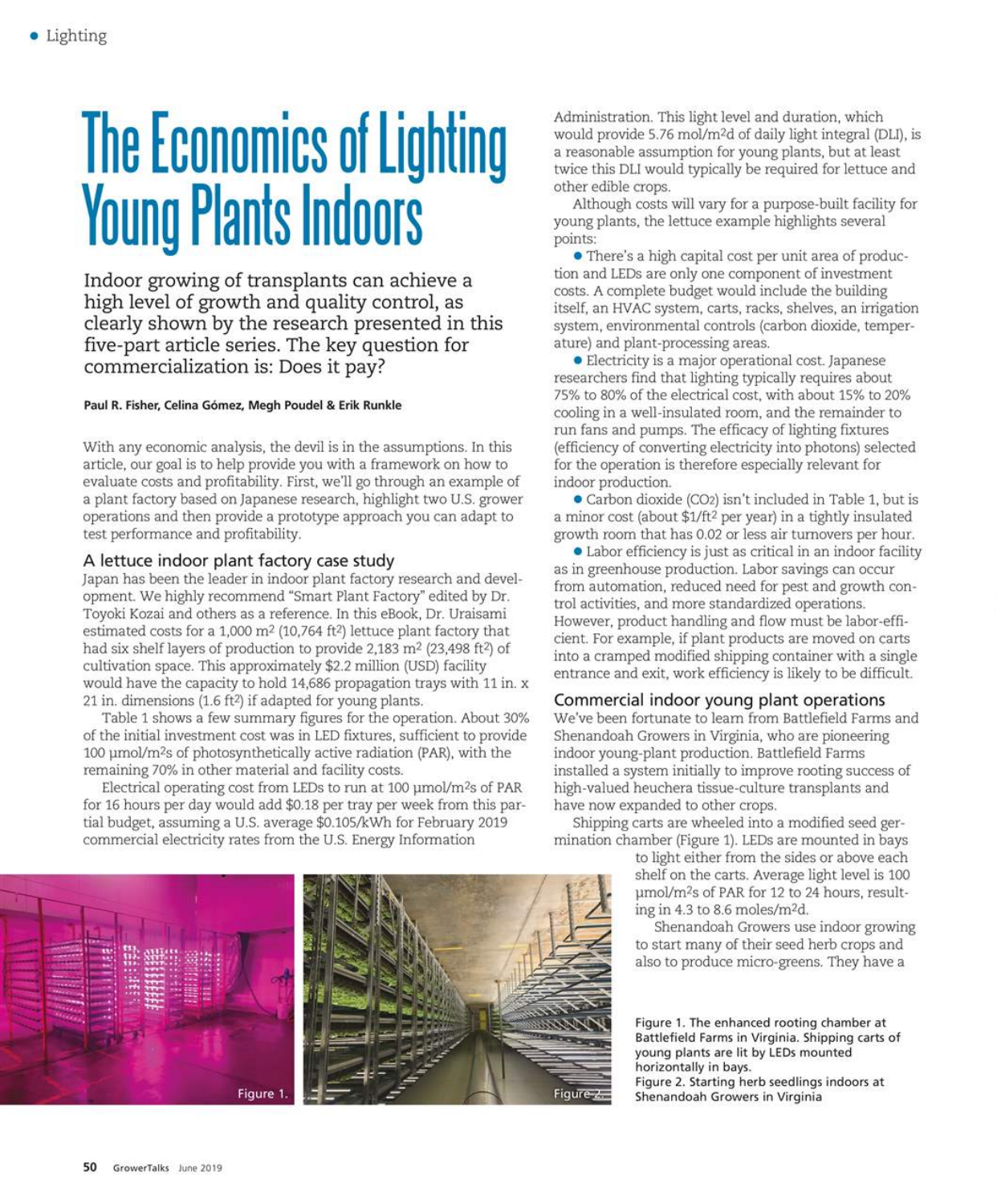# The Economics of Lighting Young Plants Indoors

## Indoor growing of transplants can achieve a high level of growth and quality control, as clearly shown by the research presented in this five-part article series. The key question for commercialization is: Does it pay?

**Paul R. Fisher, Celina Gómez, Megh Poudel & Erik Runkle**

With any economic analysis, the devil is in the assumptions. In this article, our goal is to help provide you with a framework on how to evaluate costs and profitability. First, we'll go through an example of a plant factory based on Japanese research, highlight two U.S. grower operations and then provide a prototype approach you can adapt to test performance and profitability.

### A lettuce indoor plant factory case study

Japan has been the leader in indoor plant factory research and development. We highly recommend "Smart Plant Factory" edited by Dr. Toyoki Kozai and others as a reference. In this eBook, Dr. Uraisami estimated costs for a 1,000 m² (10,764 ft²) lettuce plant factory that had six shelf layers of production to provide 2,183 m² (23,498 ft²) of cultivation space. This approximately $2.2 million (USD) facility would have the capacity to hold 14,686 propagation trays with 11 in. x 21 in. dimensions (1.6 ft²) if adapted for young plants.

Table 1 shows a few summary figures for the operation. About 30% of the initial investment cost was in LED fixtures, sufficient to provide 100 µmol/m²s of photosynthetically active radiation (PAR), with the remaining 70% in other material and facility costs.

Electrical operating cost from LEDs to run at 100 µmol/m²s of PAR for 16 hours per day would add $0.18 per tray per week from this partial budget, assuming a U.S. average $0.105/kWh for February 2019 commercial electricity rates from the U.S. Energy Information Administration. This light level and duration, which would provide 5.76 mol/m²d of daily light integral (DLI), is a reasonable assumption for young plants, but at least twice this DLI would typically be required for lettuce and other edible crops.

Although costs will vary for a purpose-built facility for young plants, the lettuce example highlights several points:

- There's a high capital cost per unit area of production and LEDs are only one component of investment costs. A complete budget would include the building itself, an HVAC system, carts, racks, shelves, an irrigation system, environmental controls (carbon dioxide, temperature) and plant-processing areas.
- Electricity is a major operational cost. Japanese researchers find that lighting typically requires about 75% to 80% of the electrical cost, with about 15% to 20% cooling in a well-insulated room, and the remainder to run fans and pumps. The efficacy of lighting fixtures (efficiency of converting electricity into photons) selected for the operation is therefore especially relevant for indoor production.
- Carbon dioxide ($CO_2$) isn't included in Table 1, but is a minor cost (about $1/ft² per year) in a tightly insulated growth room that has 0.02 or less air turnovers per hour.
- Labor efficiency is just as critical in an indoor facility as in greenhouse production. Labor savings can occur from automation, reduced need for pest and growth control activities, and more standardized operations. However, product handling and flow must be labor-efficient. For example, if plant products are moved on carts into a cramped modified shipping container with a single entrance and exit, work efficiency is likely to be difficult.

### Commercial indoor young plant operations

We've been fortunate to learn from Battlefield Farms and Shenandoah Growers in Virginia, who are pioneering indoor young-plant production. Battlefield Farms installed a system initially to improve rooting success of high-valued heuchera tissue-culture transplants and have now expanded to other crops.

Shipping carts are wheeled into a modified seed germination chamber (Figure 1). LEDs are mounted in bays to light either from the sides or above each shelf on the carts. Average light level is 100 µmol/m²s of PAR for 12 to 24 hours, resulting in 4.3 to 8.6 moles/m²d.

Shenandoah Growers use indoor growing to start many of their seed herb crops and also to produce micro-greens. They have a

Figure 1. The enhanced rooting chamber at Battlefield Farms in Virginia. Shipping carts of young plants are lit by LEDs mounted horizontally in bays.

Figure 2. Starting herb seedlings indoors at Shenandoah Growers in Virginia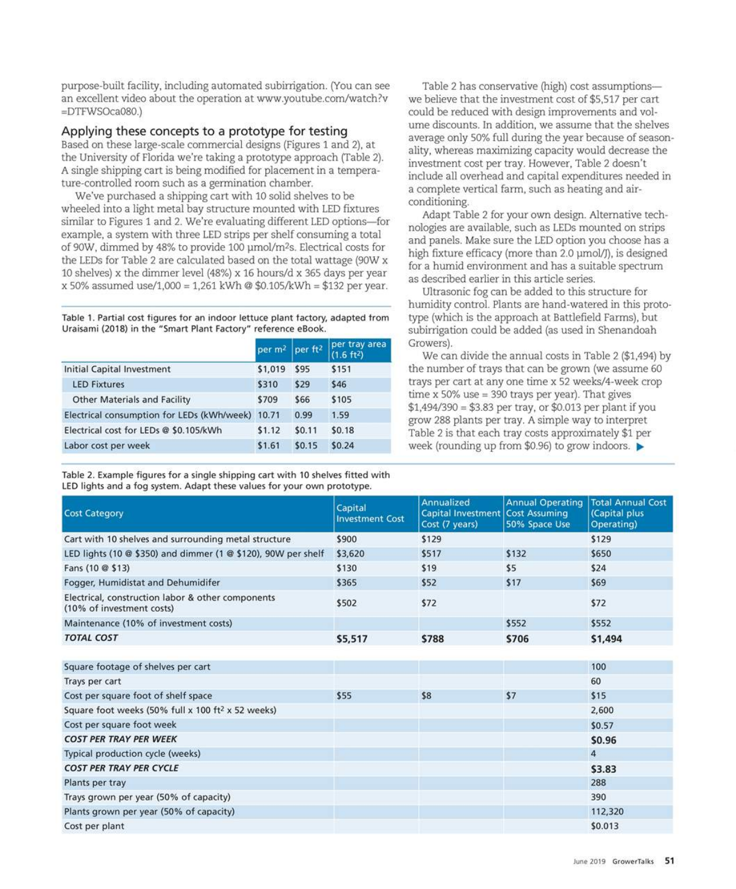purpose-built facility, including automated subirrigation. (You can see an excellent video about the operation at www.youtube.com/watch?v=DTFWSOca080.)

## Applying these concepts to a prototype for testing

Based on these large-scale commercial designs (Figures 1 and 2), at the University of Florida we're taking a prototype approach (Table 2). A single shipping cart is being modified for placement in a temperature-controlled room such as a germination chamber.

We've purchased a shipping cart with 10 solid shelves to be wheeled into a light metal bay structure mounted with LED fixtures similar to Figures 1 and 2. We're evaluating different LED options—for example, a system with three LED strips per shelf consuming a total of 90W, dimmed by 48% to provide 100 µmol/m²s. Electrical costs for the LEDs for Table 2 are calculated based on the total wattage (90W x 10 shelves) x the dimmer level (48%) x 16 hours/d x 365 days per year x 50% assumed use/1,000 = 1,261 kWh @ $0.105/kWh = $132 per year.

Table 1. Partial cost figures for an indoor lettuce plant factory, adapted from Uraisami (2018) in the "Smart Plant Factory" reference eBook.

| | per m² | per ft² | per tray area (1.6 ft²) |
|---|---|---|---|
| Initial Capital Investment | $1,019 | $95 | $151 |
| LED Fixtures | $310 | $29 | $46 |
| Other Materials and Facility | $709 | $66 | $105 |
| Electrical consumption for LEDs (kWh/week) | 10.71 | 0.99 | 1.59 |
| Electrical cost for LEDs @ $0.105/kWh | $1.12 | $0.11 | $0.18 |
| Labor cost per week | $1.61 | $0.15 | $0.24 |

Table 2 has conservative (high) cost assumptions—we believe that the investment cost of $5,517 per cart could be reduced with design improvements and volume discounts. In addition, we assume that the shelves average only 50% full during the year because of seasonality, whereas maximizing capacity would decrease the investment cost per tray. However, Table 2 doesn't include all overhead and capital expenditures needed in a complete vertical farm, such as heating and air-conditioning.

Adapt Table 2 for your own design. Alternative technologies are available, such as LEDs mounted on strips and panels. Make sure the LED option you choose has a high fixture efficacy (more than 2.0 µmol/J), is designed for a humid environment and has a suitable spectrum as described earlier in this article series.

Ultrasonic fog can be added to this structure for humidity control. Plants are hand-watered in this prototype (which is the approach at Battlefield Farms), but subirrigation could be added (as used in Shenandoah Growers).

We can divide the annual costs in Table 2 ($1,494) by the number of trays that can be grown (we assume 60 trays per cart at any one time x 52 weeks/4-week crop time x 50% use = 390 trays per year). That gives $1,494/390 = $3.83 per tray, or $0.013 per plant if you grow 288 plants per tray. A simple way to interpret Table 2 is that each tray costs approximately $1 per week (rounding up from $0.96) to grow indoors.

Table 2. Example figures for a single shipping cart with 10 shelves fitted with LED lights and a fog system. Adapt these values for your own prototype.

| Cost Category | Capital Investment Cost | Annualized Capital Investment Cost (7 years) | Annual Operating Cost Assuming 50% Space Use | Total Annual Cost (Capital plus Operating) |
|---|---|---|---|---|
| Cart with 10 shelves and surrounding metal structure | $900 | $129 | | $129 |
| LED lights (10 @ $350) and dimmer (1 @ $120), 90W per shelf | $3,620 | $517 | $132 | $650 |
| Fans (10 @ $13) | $130 | $19 | $5 | $24 |
| Fogger, Humidistat and Dehumidifer | $365 | $52 | $17 | $69 |
| Electrical, construction labor & other components (10% of investment costs) | $502 | $72 | | $72 |
| Maintenance (10% of investment costs) | | | $552 | $552 |
| ***TOTAL COST*** | **$5,517** | **$788** | **$706** | **$1,494** |
| Square footage of shelves per cart | | | | 100 |
| Trays per cart | | | | 60 |
| Cost per square foot of shelf space | $55 | $8 | $7 | $15 |
| Square foot weeks (50% full x 100 ft² x 52 weeks) | | | | 2,600 |
| Cost per square foot week | | | | $0.57 |
| ***COST PER TRAY PER WEEK*** | | | | **$0.96** |
| Typical production cycle (weeks) | | | | 4 |
| ***COST PER TRAY PER CYCLE*** | | | | **$3.83** |
| Plants per tray | | | | 288 |
| Trays grown per year (50% of capacity) | | | | 390 |
| Plants grown per year (50% of capacity) | | | | 112,320 |
| Cost per plant | | | | $0.013 |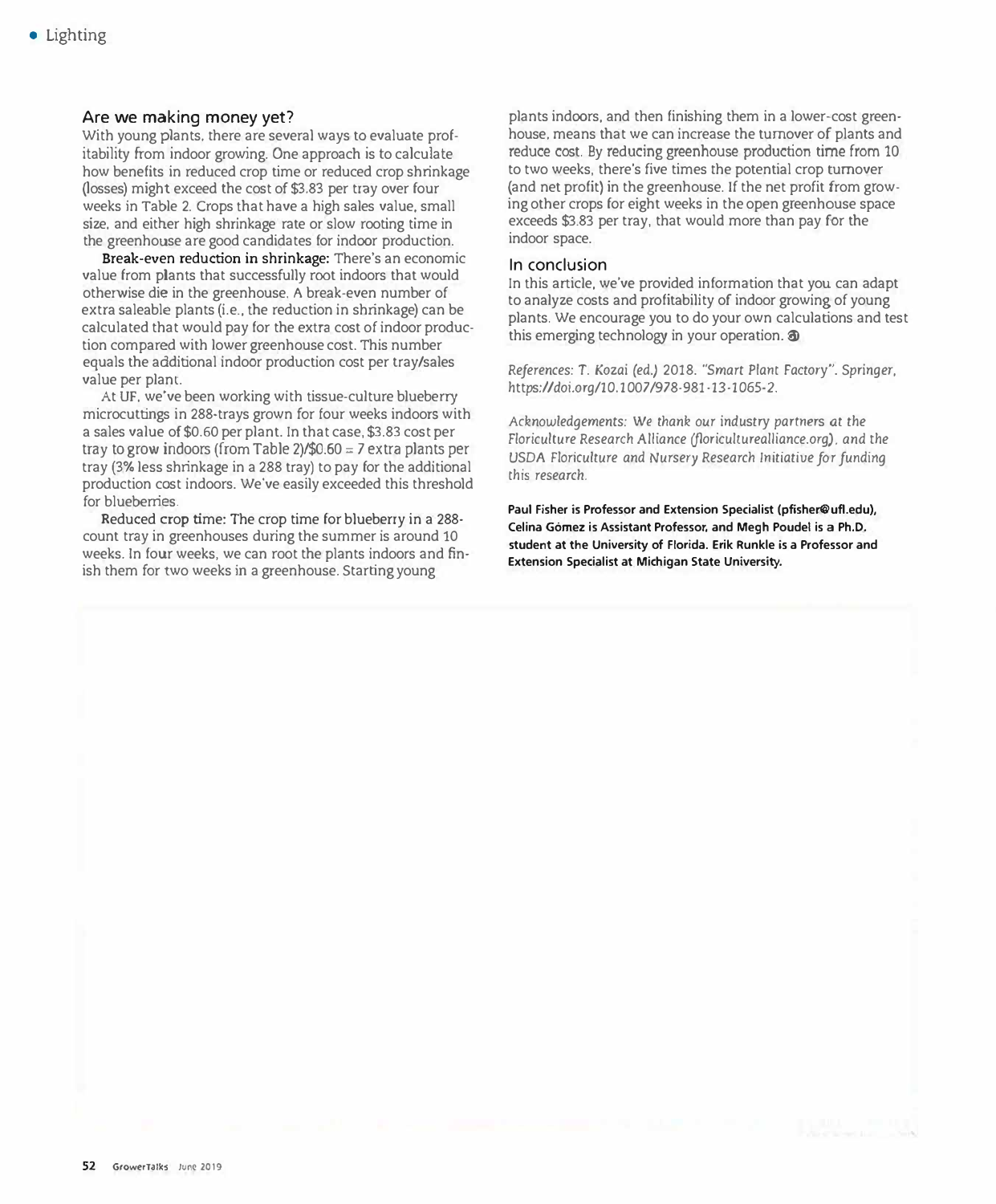## Are we making money yet?

With young plants, there are several ways to evaluate profitability from indoor growing. One approach is to calculate how benefits in reduced crop time or reduced crop shrinkage (losses) might exceed the cost of $3.83 per tray over four weeks in Table 2. Crops that have a high sales value, small size, and either high shrinkage rate or slow rooting time in the greenhouse are good candidates for indoor production.

**Break-even reduction in shrinkage:** There's an economic value from plants that successfully root indoors that would otherwise die in the greenhouse. A break-even number of extra saleable plants (i.e., the reduction in shrinkage) can be calculated that would pay for the extra cost of indoor production compared with lower greenhouse cost. This number equals the additional indoor production cost per tray/sales value per plant.

At UF, we've been working with tissue-culture blueberry microcuttings in 288-trays grown for four weeks indoors with a sales value of $0.60 per plant. In that case, $3.83 cost per tray to grow indoors (from Table 2)/$0.60 = 7 extra plants per tray (3% less shrinkage in a 288 tray) to pay for the additional production cost indoors. We've easily exceeded this threshold for blueberries.

**Reduced crop time:** The crop time for blueberry in a 288-count tray in greenhouses during the summer is around 10 weeks. In four weeks, we can root the plants indoors and finish them for two weeks in a greenhouse. Starting young plants indoors, and then finishing them in a lower-cost greenhouse, means that we can increase the turnover of plants and reduce cost. By reducing greenhouse production time from 10 to two weeks, there's five times the potential crop turnover (and net profit) in the greenhouse. If the net profit from growing other crops for eight weeks in the open greenhouse space exceeds $3.83 per tray, that would more than pay for the indoor space.

## In conclusion

In this article, we've provided information that you can adapt to analyze costs and profitability of indoor growing of young plants. We encourage you to do your own calculations and test this emerging technology in your operation.

*References: T. Kozai (ed.) 2018. "Smart Plant Factory". Springer, https://doi.org/10.1007/978-981-13-1065-2.*

*Acknowledgements: We thank our industry partners at the Floriculture Research Alliance (floriculturealliance.org), and the USDA Floriculture and Nursery Research Initiative for funding this research.*

**Paul Fisher is Professor and Extension Specialist (pfisher@ufl.edu), Celina Gómez is Assistant Professor, and Megh Poudel is a Ph.D. student at the University of Florida. Erik Runkle is a Professor and Extension Specialist at Michigan State University.**